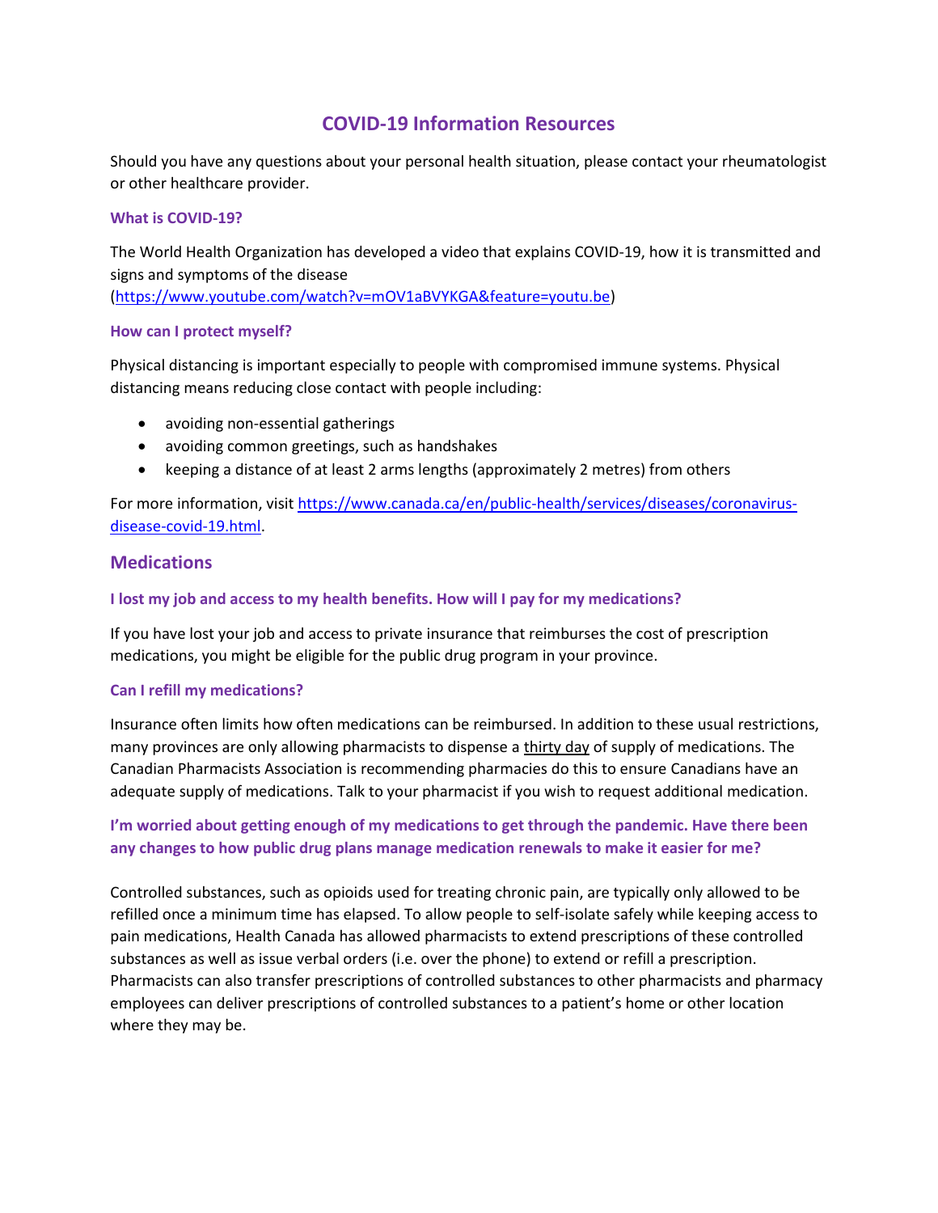# COVID-19 Information Resources

Should you have any questions about your personal health situation, please contact your rheumatologist or other healthcare provider.

### What is COVID-19?

The World Health Organization has developed a video that explains COVID-19, how it is transmitted and signs and symptoms of the disease (https://www.youtube.com/watch?v=mOV1aBVYKGA&feature=youtu.be)

### How can I protect myself?

Physical distancing is important especially to people with compromised immune systems. Physical distancing means reducing close contact with people including:

- avoiding non-essential gatherings
- avoiding common greetings, such as handshakes
- keeping a distance of at least 2 arms lengths (approximately 2 metres) from others

For more information, visit https://www.canada.ca/en/public-health/services/diseases/coronavirus-disease-covid-19.html.

## Medications

### I lost my job and access to my health benefits. How will I pay for my medications?

If you have lost your job and access to private insurance that reimburses the cost of prescription medications, you might be eligible for the public drug program in your province.

### Can I refill my medications?

Insurance often limits how often medications can be reimbursed. In addition to these usual restrictions, many provinces are only allowing pharmacists to dispense a thirty day of supply of medications. The Canadian Pharmacists Association is recommending pharmacies do this to ensure Canadians have an adequate supply of medications. Talk to your pharmacist if you wish to request additional medication.

### I'm worried about getting enough of my medications to get through the pandemic. Have there been any changes to how public drug plans manage medication renewals to make it easier for me?

Controlled substances, such as opioids used for treating chronic pain, are typically only allowed to be refilled once a minimum time has elapsed. To allow people to self-isolate safely while keeping access to pain medications, Health Canada has allowed pharmacists to extend prescriptions of these controlled substances as well as issue verbal orders (i.e. over the phone) to extend or refill a prescription. Pharmacists can also transfer prescriptions of controlled substances to other pharmacists and pharmacy employees can deliver prescriptions of controlled substances to a patient's home or other location where they may be.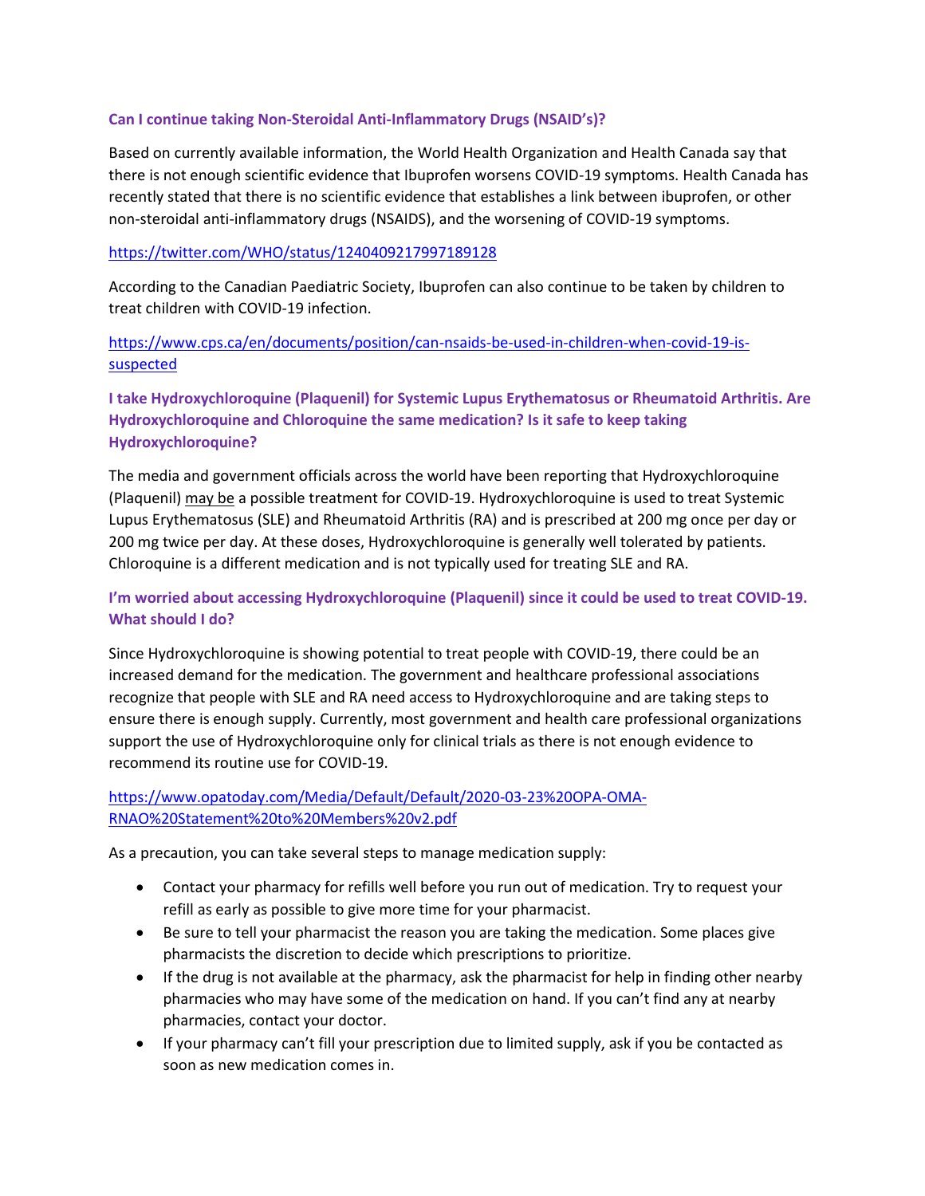### Can I continue taking Non-Steroidal Anti-Inflammatory Drugs (NSAID's)?

Based on currently available information, the World Health Organization and Health Canada say that there is not enough scientific evidence that Ibuprofen worsens COVID-19 symptoms. Health Canada has recently stated that there is no scientific evidence that establishes a link between ibuprofen, or other non-steroidal anti-inflammatory drugs (NSAIDS), and the worsening of COVID-19 symptoms.

https://twitter.com/WHO/status/1240409217997189128

According to the Canadian Paediatric Society, Ibuprofen can also continue to be taken by children to treat children with COVID-19 infection.

https://www.cps.ca/en/documents/position/can-nsaids-be-used-in-children-when-covid-19-is-suspected

### I take Hydroxychloroquine (Plaquenil) for Systemic Lupus Erythematosus or Rheumatoid Arthritis. Are Hydroxychloroquine and Chloroquine the same medication? Is it safe to keep taking Hydroxychloroquine?

The media and government officials across the world have been reporting that Hydroxychloroquine (Plaquenil) <u>may be</u> a possible treatment for COVID-19. Hydroxychloroquine is used to treat Systemic Lupus Erythematosus (SLE) and Rheumatoid Arthritis (RA) and is prescribed at 200 mg once per day or 200 mg twice per day. At these doses, Hydroxychloroquine is generally well tolerated by patients. Chloroquine is a different medication and is not typically used for treating SLE and RA.

### I'm worried about accessing Hydroxychloroquine (Plaquenil) since it could be used to treat COVID-19. What should I do?

Since Hydroxychloroquine is showing potential to treat people with COVID-19, there could be an increased demand for the medication. The government and healthcare professional associations recognize that people with SLE and RA need access to Hydroxychloroquine and are taking steps to ensure there is enough supply. Currently, most government and health care professional organizations support the use of Hydroxychloroquine only for clinical trials as there is not enough evidence to recommend its routine use for COVID-19.

https://www.opatoday.com/Media/Default/Default/2020-03-23%20OPA-OMA-RNAO%20Statement%20to%20Members%20v2.pdf

As a precaution, you can take several steps to manage medication supply:

- Contact your pharmacy for refills well before you run out of medication. Try to request your refill as early as possible to give more time for your pharmacist.
- Be sure to tell your pharmacist the reason you are taking the medication. Some places give pharmacists the discretion to decide which prescriptions to prioritize.
- If the drug is not available at the pharmacy, ask the pharmacist for help in finding other nearby pharmacies who may have some of the medication on hand. If you can't find any at nearby pharmacies, contact your doctor.
- If your pharmacy can't fill your prescription due to limited supply, ask if you be contacted as soon as new medication comes in.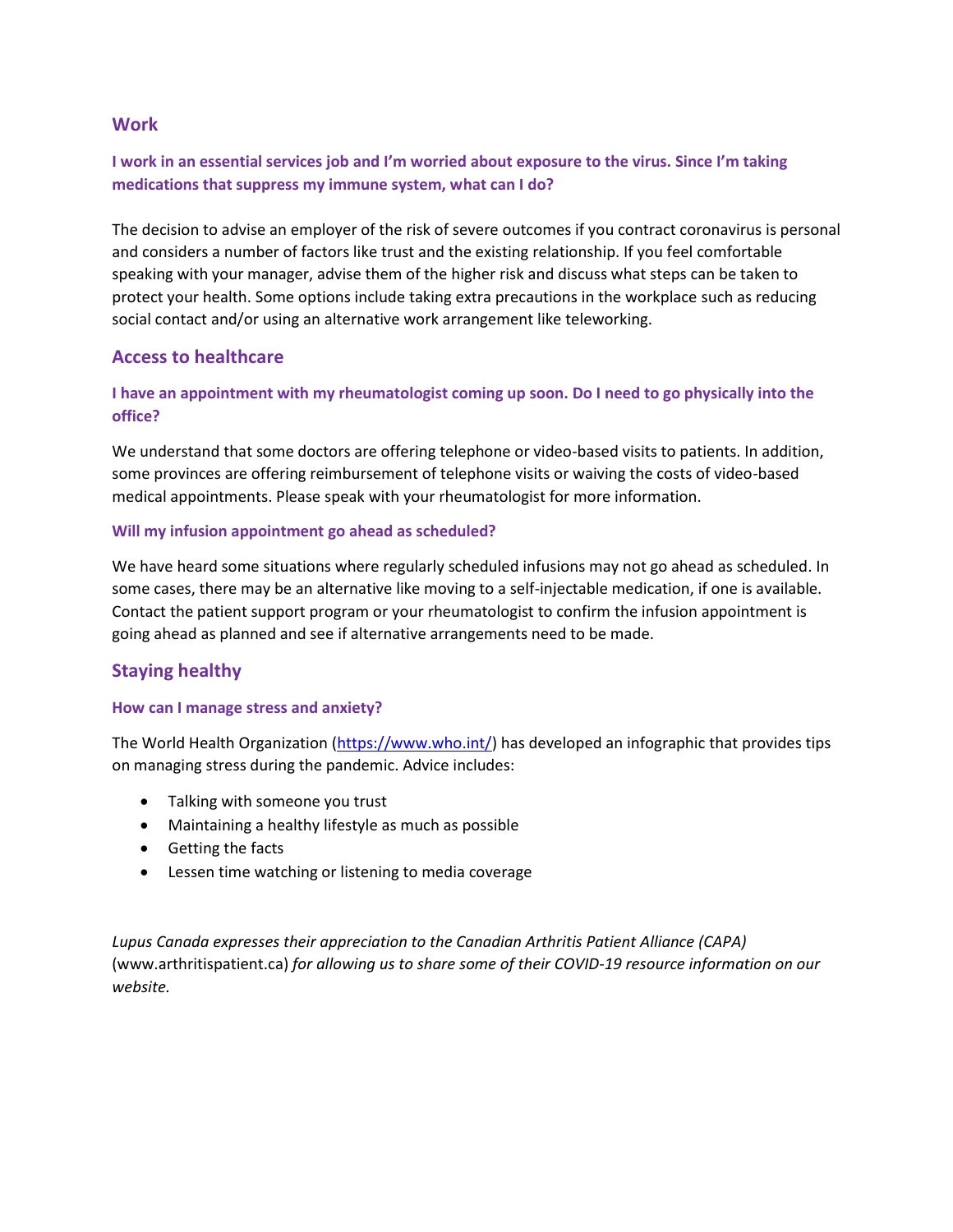## Work

### I work in an essential services job and I'm worried about exposure to the virus. Since I'm taking medications that suppress my immune system, what can I do?

The decision to advise an employer of the risk of severe outcomes if you contract coronavirus is personal and considers a number of factors like trust and the existing relationship. If you feel comfortable speaking with your manager, advise them of the higher risk and discuss what steps can be taken to protect your health. Some options include taking extra precautions in the workplace such as reducing social contact and/or using an alternative work arrangement like teleworking.

## Access to healthcare

### I have an appointment with my rheumatologist coming up soon. Do I need to go physically into the office?

We understand that some doctors are offering telephone or video-based visits to patients. In addition, some provinces are offering reimbursement of telephone visits or waiving the costs of video-based medical appointments. Please speak with your rheumatologist for more information.

### Will my infusion appointment go ahead as scheduled?

We have heard some situations where regularly scheduled infusions may not go ahead as scheduled. In some cases, there may be an alternative like moving to a self-injectable medication, if one is available. Contact the patient support program or your rheumatologist to confirm the infusion appointment is going ahead as planned and see if alternative arrangements need to be made.

## Staying healthy

### How can I manage stress and anxiety?

The World Health Organization (https://www.who.int/) has developed an infographic that provides tips on managing stress during the pandemic. Advice includes:

- Talking with someone you trust
- Maintaining a healthy lifestyle as much as possible
- Getting the facts
- Lessen time watching or listening to media coverage

*Lupus Canada expresses their appreciation to the Canadian Arthritis Patient Alliance (CAPA)* (www.arthritispatient.ca) *for allowing us to share some of their COVID-19 resource information on our website.*